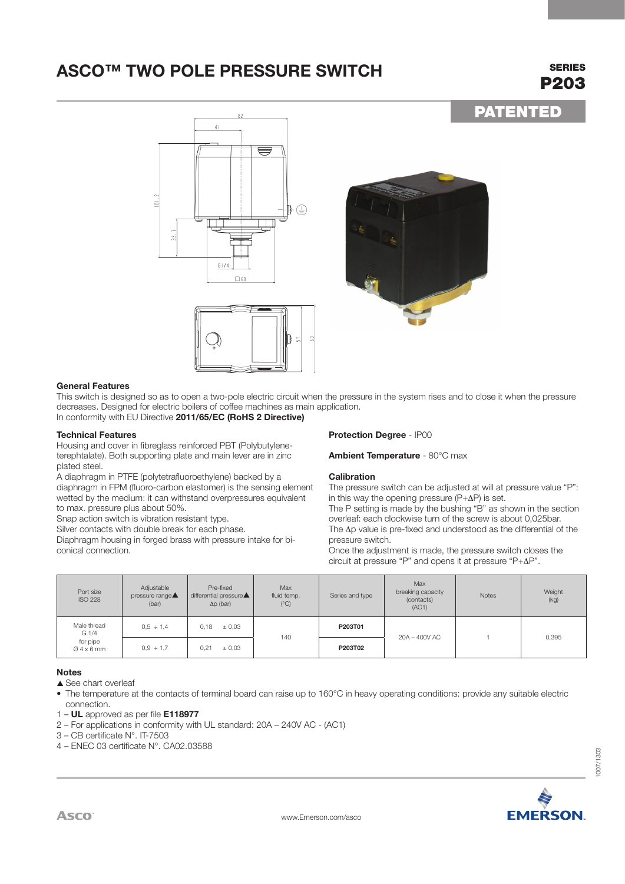# ASCO™ TWO POLE PRESSURE SWITCH

**SERIES**
**P203**

**PATENTED**

### General Features

This switch is designed so as to open a two-pole electric circuit when the pressure in the system rises and to close it when the pressure decreases. Designed for electric boilers of coffee machines as main application.
In conformity with EU Directive **2011/65/EC (RoHS 2 Directive)**

### Technical Features

Housing and cover in fibreglass reinforced PBT (Polybutylene-terephtalate). Both supporting plate and main lever are in zinc plated steel.
A diaphragm in PTFE (polytetrafluoroethylene) backed by a diaphragm in FPM (fluoro-carbon elastomer) is the sensing element wetted by the medium: it can withstand overpressures equivalent to max. pressure plus about 50%.
Snap action switch is vibration resistant type.
Silver contacts with double break for each phase.
Diaphragm housing in forged brass with pressure intake for bi-conical connection.

**Protection Degree** - IP00

**Ambient Temperature** - 80°C max

### Calibration

The pressure switch can be adjusted at will at pressure value "P": in this way the opening pressure (P+ΔP) is set.
The P setting is made by the bushing "B" as shown in the section overleaf: each clockwise turn of the screw is about 0,025bar.
The Δp value is pre-fixed and understood as the differential of the pressure switch.
Once the adjustment is made, the pressure switch closes the circuit at pressure "P" and opens it at pressure "P+ΔP".

| Port size ISO 228 | Adjustable pressure range▲ (bar) | Pre-fixed differential pressure▲ Δp (bar) | Max fluid temp. (°C) | Series and type | Max breaking capacity (contacts) (AC1) | Notes | Weight (kg) |
|---|---|---|---|---|---|---|---|
| Male thread G 1/4 for pipe Ø 4 x 6 mm | 0,5 ÷ 1,4 | 0,18 ± 0,03 | 140 | **P203T01** | 20A – 400V AC | 1 | 0,395 |
| | 0,9 ÷ 1,7 | 0,21 ± 0,03 | | **P203T02** | | | |

### Notes

▲ See chart overleaf

- The temperature at the contacts of terminal board can raise up to 160°C in heavy operating conditions: provide any suitable electric connection.

1 – **UL** approved as per file **E118977**
2 – For applications in conformity with UL standard: 20A – 240V AC - (AC1)
3 – CB certificate N°. IT-7503
4 – ENEC 03 certificate N°. CA02.03588

1007/1303

www.Emerson.com/asco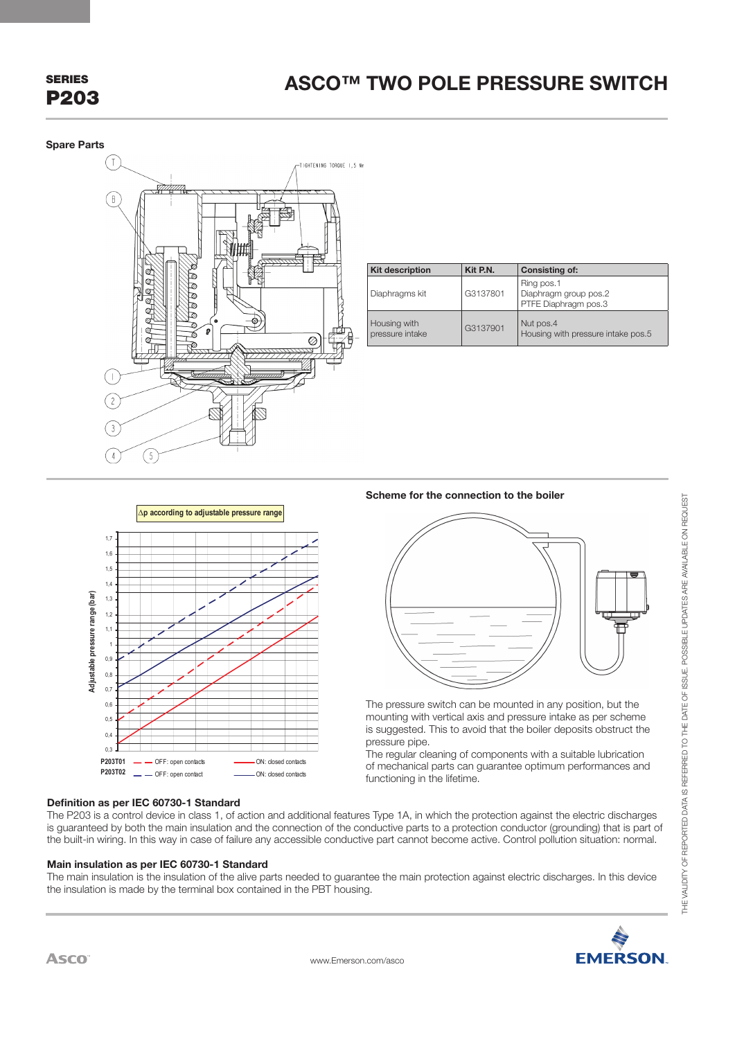# ASCO™ TWO POLE PRESSURE SWITCH

**SERIES**
**P203**

## Spare Parts

TIGHTENING TORQUE 1,5 Nm

T
B
1
2
3
4
5

| Kit description | Kit P.N. | Consisting of: |
|---|---|---|
| Diaphragms kit | G3137801 | Ring pos.1<br>Diaphragm group pos.2<br>PTFE Diaphragm pos.3 |
| Housing with pressure intake | G3137901 | Nut pos.4<br>Housing with pressure intake pos.5 |

Δp according to adjustable pressure range

Adjustable pressure range (bar)

1,7
1,6
1,5
1,4
1,3
1,2
1,1
1
0,9
0,8
0,7
0,6
0,5
0,4
0,3

P203T01 — OFF: open contacts — ON: closed contacts
P203T02 — OFF: open contact — ON: closed contacts

## Scheme for the connection to the boiler

The pressure switch can be mounted in any position, but the mounting with vertical axis and pressure intake as per scheme is suggested. This to avoid that the boiler deposits obstruct the pressure pipe.
The regular cleaning of components with a suitable lubrication of mechanical parts can guarantee optimum performances and functioning in the lifetime.

### Definition as per IEC 60730-1 Standard

The P203 is a control device in class 1, of action and additional features Type 1A, in which the protection against the electric discharges is guaranteed by both the main insulation and the connection of the conductive parts to a protection conductor (grounding) that is part of the built-in wiring. In this way in case of failure any accessible conductive part cannot become active. Control pollution situation: normal.

### Main insulation as per IEC 60730-1 Standard

The main insulation is the insulation of the alive parts needed to guarantee the main protection against electric discharges. In this device the insulation is made by the terminal box contained in the PBT housing.

THE VALIDITY OF REPORTED DATA IS REFERRED TO THE DATE OF ISSUE. POSSIBLE UPDATES ARE AVAILABLE ON REQUEST

www.Emerson.com/asco